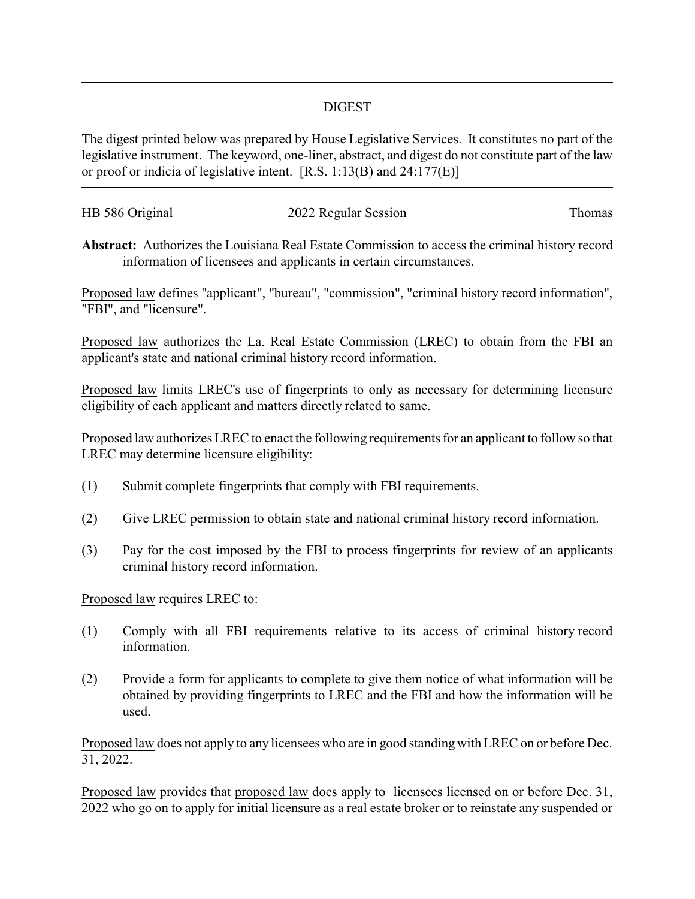## DIGEST

The digest printed below was prepared by House Legislative Services. It constitutes no part of the legislative instrument. The keyword, one-liner, abstract, and digest do not constitute part of the law or proof or indicia of legislative intent. [R.S. 1:13(B) and 24:177(E)]

---

HB 586 Original 2022 Regular Session Thomas

**Abstract:** Authorizes the Louisiana Real Estate Commission to access the criminal history record information of licensees and applicants in certain circumstances.

Proposed law defines "applicant", "bureau", "commission", "criminal history record information", "FBI", and "licensure".

Proposed law authorizes the La. Real Estate Commission (LREC) to obtain from the FBI an applicant's state and national criminal history record information.

Proposed law limits LREC's use of fingerprints to only as necessary for determining licensure eligibility of each applicant and matters directly related to same.

Proposed law authorizes LREC to enact the following requirements for an applicant to follow so that LREC may determine licensure eligibility:

(1) Submit complete fingerprints that comply with FBI requirements.

(2) Give LREC permission to obtain state and national criminal history record information.

(3) Pay for the cost imposed by the FBI to process fingerprints for review of an applicants criminal history record information.

Proposed law requires LREC to:

(1) Comply with all FBI requirements relative to its access of criminal history record information.

(2) Provide a form for applicants to complete to give them notice of what information will be obtained by providing fingerprints to LREC and the FBI and how the information will be used.

Proposed law does not apply to any licensees who are in good standing with LREC on or before Dec. 31, 2022.

Proposed law provides that proposed law does apply to licensees licensed on or before Dec. 31, 2022 who go on to apply for initial licensure as a real estate broker or to reinstate any suspended or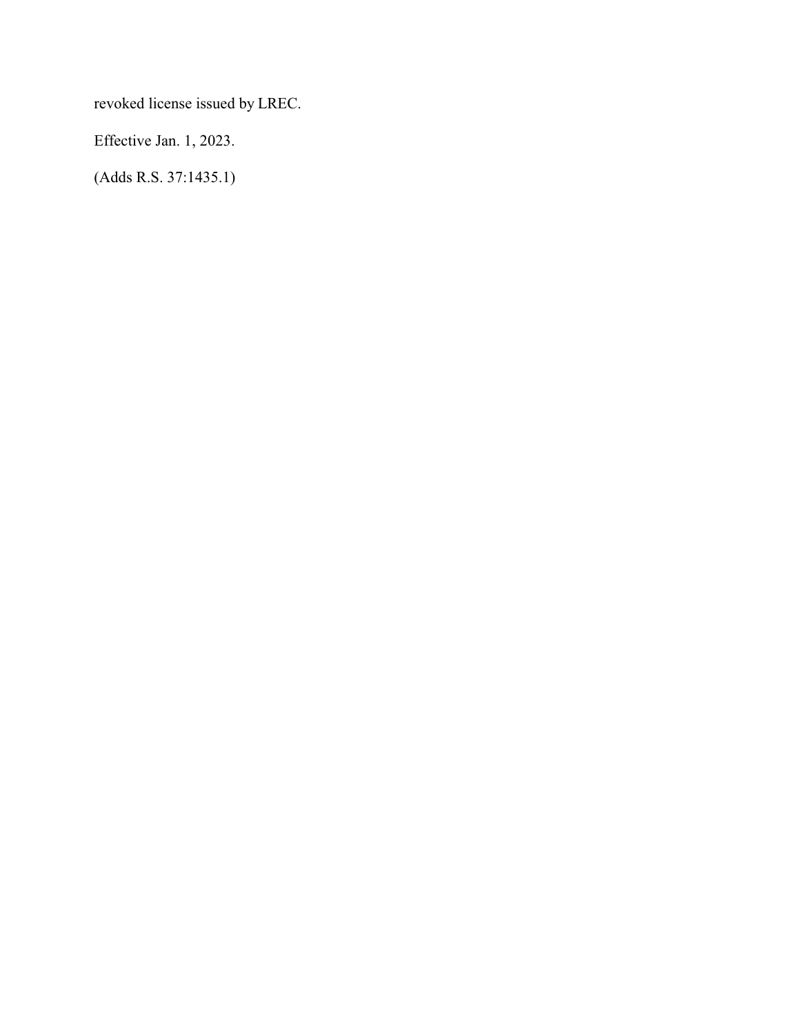revoked license issued by LREC.

Effective Jan. 1, 2023.

(Adds R.S. 37:1435.1)